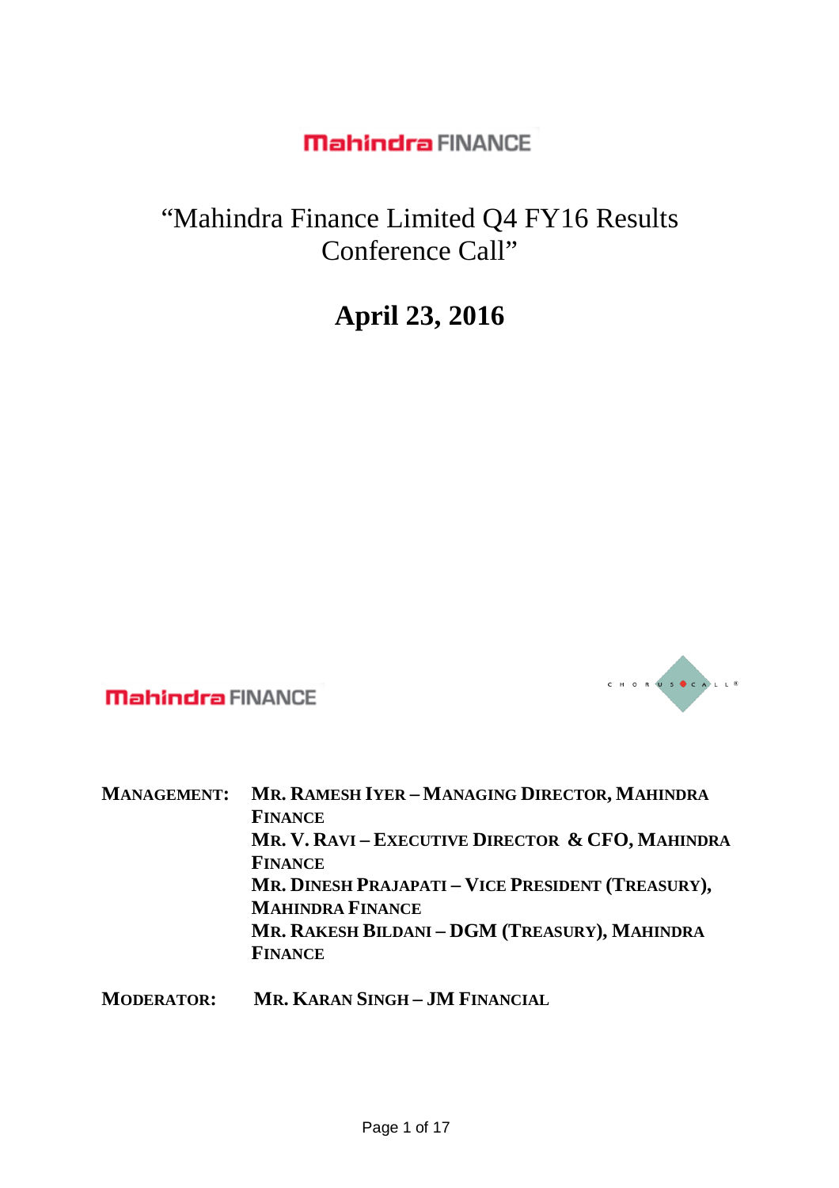Mahindra FINANCE

# "Mahindra Finance Limited Q4 FY16 Results Conference Call"

## April 23, 2016

Mahindra FINANCE

| | |
|---|---|
| **MANAGEMENT:** | **MR. RAMESH IYER – MANAGING DIRECTOR, MAHINDRA FINANCE**<br>**MR. V. RAVI – EXECUTIVE DIRECTOR & CFO, MAHINDRA FINANCE**<br>**MR. DINESH PRAJAPATI – VICE PRESIDENT (TREASURY), MAHINDRA FINANCE**<br>**MR. RAKESH BILDANI – DGM (TREASURY), MAHINDRA FINANCE** |
| **MODERATOR:** | **MR. KARAN SINGH – JM FINANCIAL** |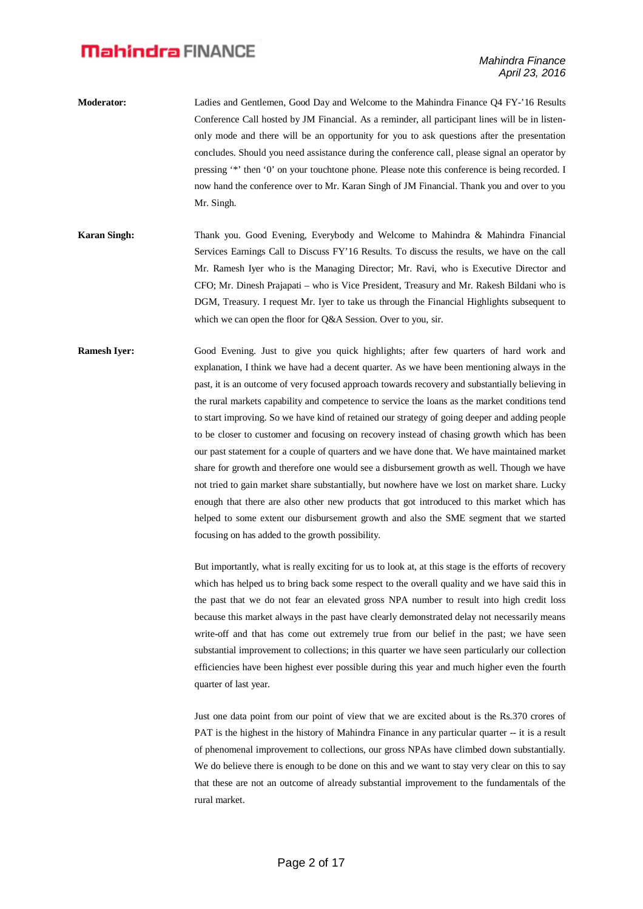**Moderator:** Ladies and Gentlemen, Good Day and Welcome to the Mahindra Finance Q4 FY-'16 Results Conference Call hosted by JM Financial. As a reminder, all participant lines will be in listen-only mode and there will be an opportunity for you to ask questions after the presentation concludes. Should you need assistance during the conference call, please signal an operator by pressing '*' then '0' on your touchtone phone. Please note this conference is being recorded. I now hand the conference over to Mr. Karan Singh of JM Financial. Thank you and over to you Mr. Singh.

**Karan Singh:** Thank you. Good Evening, Everybody and Welcome to Mahindra & Mahindra Financial Services Earnings Call to Discuss FY'16 Results. To discuss the results, we have on the call Mr. Ramesh Iyer who is the Managing Director; Mr. Ravi, who is Executive Director and CFO; Mr. Dinesh Prajapati – who is Vice President, Treasury and Mr. Rakesh Bildani who is DGM, Treasury. I request Mr. Iyer to take us through the Financial Highlights subsequent to which we can open the floor for Q&A Session. Over to you, sir.

**Ramesh Iyer:** Good Evening. Just to give you quick highlights; after few quarters of hard work and explanation, I think we have had a decent quarter. As we have been mentioning always in the past, it is an outcome of very focused approach towards recovery and substantially believing in the rural markets capability and competence to service the loans as the market conditions tend to start improving. So we have kind of retained our strategy of going deeper and adding people to be closer to customer and focusing on recovery instead of chasing growth which has been our past statement for a couple of quarters and we have done that. We have maintained market share for growth and therefore one would see a disbursement growth as well. Though we have not tried to gain market share substantially, but nowhere have we lost on market share. Lucky enough that there are also other new products that got introduced to this market which has helped to some extent our disbursement growth and also the SME segment that we started focusing on has added to the growth possibility.

But importantly, what is really exciting for us to look at, at this stage is the efforts of recovery which has helped us to bring back some respect to the overall quality and we have said this in the past that we do not fear an elevated gross NPA number to result into high credit loss because this market always in the past have clearly demonstrated delay not necessarily means write-off and that has come out extremely true from our belief in the past; we have seen substantial improvement to collections; in this quarter we have seen particularly our collection efficiencies have been highest ever possible during this year and much higher even the fourth quarter of last year.

Just one data point from our point of view that we are excited about is the Rs.370 crores of PAT is the highest in the history of Mahindra Finance in any particular quarter -- it is a result of phenomenal improvement to collections, our gross NPAs have climbed down substantially. We do believe there is enough to be done on this and we want to stay very clear on this to say that these are not an outcome of already substantial improvement to the fundamentals of the rural market.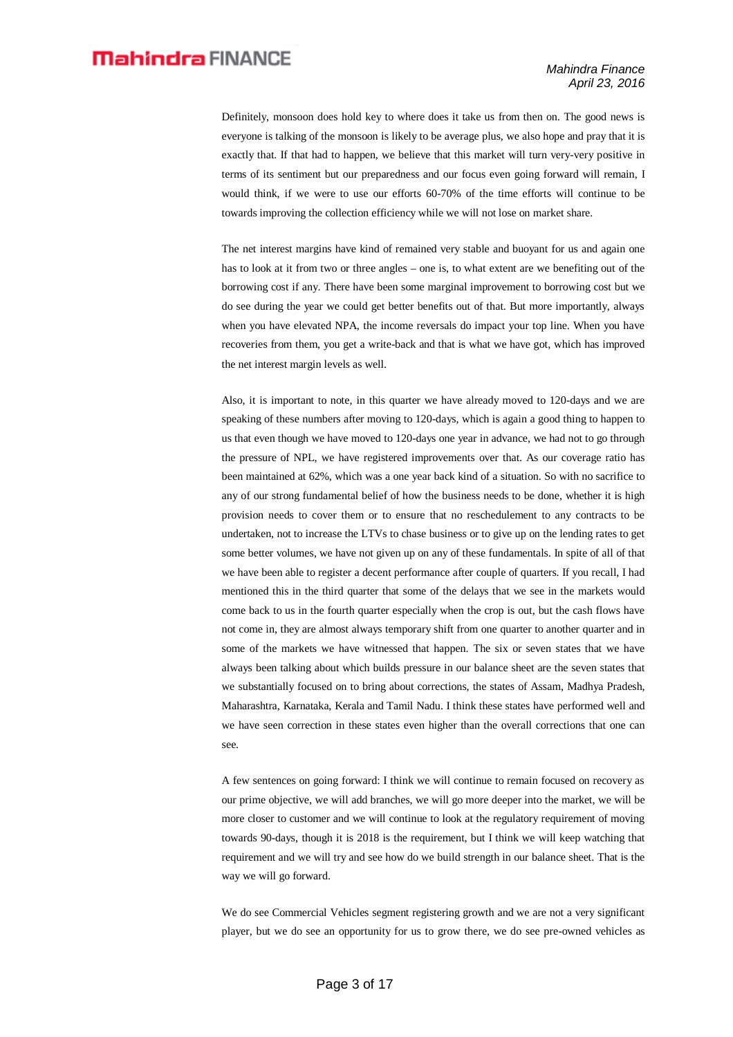Definitely, monsoon does hold key to where does it take us from then on. The good news is everyone is talking of the monsoon is likely to be average plus, we also hope and pray that it is exactly that. If that had to happen, we believe that this market will turn very-very positive in terms of its sentiment but our preparedness and our focus even going forward will remain, I would think, if we were to use our efforts 60-70% of the time efforts will continue to be towards improving the collection efficiency while we will not lose on market share.

The net interest margins have kind of remained very stable and buoyant for us and again one has to look at it from two or three angles – one is, to what extent are we benefiting out of the borrowing cost if any. There have been some marginal improvement to borrowing cost but we do see during the year we could get better benefits out of that. But more importantly, always when you have elevated NPA, the income reversals do impact your top line. When you have recoveries from them, you get a write-back and that is what we have got, which has improved the net interest margin levels as well.

Also, it is important to note, in this quarter we have already moved to 120-days and we are speaking of these numbers after moving to 120-days, which is again a good thing to happen to us that even though we have moved to 120-days one year in advance, we had not to go through the pressure of NPL, we have registered improvements over that. As our coverage ratio has been maintained at 62%, which was a one year back kind of a situation. So with no sacrifice to any of our strong fundamental belief of how the business needs to be done, whether it is high provision needs to cover them or to ensure that no reschedulement to any contracts to be undertaken, not to increase the LTVs to chase business or to give up on the lending rates to get some better volumes, we have not given up on any of these fundamentals. In spite of all of that we have been able to register a decent performance after couple of quarters. If you recall, I had mentioned this in the third quarter that some of the delays that we see in the markets would come back to us in the fourth quarter especially when the crop is out, but the cash flows have not come in, they are almost always temporary shift from one quarter to another quarter and in some of the markets we have witnessed that happen. The six or seven states that we have always been talking about which builds pressure in our balance sheet are the seven states that we substantially focused on to bring about corrections, the states of Assam, Madhya Pradesh, Maharashtra, Karnataka, Kerala and Tamil Nadu. I think these states have performed well and we have seen correction in these states even higher than the overall corrections that one can see.

A few sentences on going forward: I think we will continue to remain focused on recovery as our prime objective, we will add branches, we will go more deeper into the market, we will be more closer to customer and we will continue to look at the regulatory requirement of moving towards 90-days, though it is 2018 is the requirement, but I think we will keep watching that requirement and we will try and see how do we build strength in our balance sheet. That is the way we will go forward.

We do see Commercial Vehicles segment registering growth and we are not a very significant player, but we do see an opportunity for us to grow there, we do see pre-owned vehicles as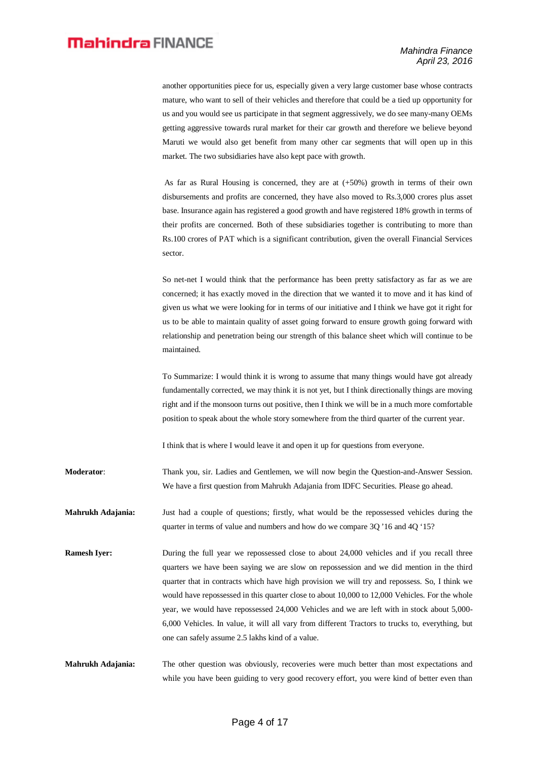another opportunities piece for us, especially given a very large customer base whose contracts mature, who want to sell of their vehicles and therefore that could be a tied up opportunity for us and you would see us participate in that segment aggressively, we do see many-many OEMs getting aggressive towards rural market for their car growth and therefore we believe beyond Maruti we would also get benefit from many other car segments that will open up in this market. The two subsidiaries have also kept pace with growth.

As far as Rural Housing is concerned, they are at (+50%) growth in terms of their own disbursements and profits are concerned, they have also moved to Rs.3,000 crores plus asset base. Insurance again has registered a good growth and have registered 18% growth in terms of their profits are concerned. Both of these subsidiaries together is contributing to more than Rs.100 crores of PAT which is a significant contribution, given the overall Financial Services sector.

So net-net I would think that the performance has been pretty satisfactory as far as we are concerned; it has exactly moved in the direction that we wanted it to move and it has kind of given us what we were looking for in terms of our initiative and I think we have got it right for us to be able to maintain quality of asset going forward to ensure growth going forward with relationship and penetration being our strength of this balance sheet which will continue to be maintained.

To Summarize: I would think it is wrong to assume that many things would have got already fundamentally corrected, we may think it is not yet, but I think directionally things are moving right and if the monsoon turns out positive, then I think we will be in a much more comfortable position to speak about the whole story somewhere from the third quarter of the current year.

I think that is where I would leave it and open it up for questions from everyone.

**Moderator**: Thank you, sir. Ladies and Gentlemen, we will now begin the Question-and-Answer Session. We have a first question from Mahrukh Adajania from IDFC Securities. Please go ahead.

**Mahrukh Adajania:** Just had a couple of questions; firstly, what would be the repossessed vehicles during the quarter in terms of value and numbers and how do we compare 3Q '16 and 4Q '15?

**Ramesh Iyer:** During the full year we repossessed close to about 24,000 vehicles and if you recall three quarters we have been saying we are slow on repossession and we did mention in the third quarter that in contracts which have high provision we will try and repossess. So, I think we would have repossessed in this quarter close to about 10,000 to 12,000 Vehicles. For the whole year, we would have repossessed 24,000 Vehicles and we are left with in stock about 5,000-6,000 Vehicles. In value, it will all vary from different Tractors to trucks to, everything, but one can safely assume 2.5 lakhs kind of a value.

**Mahrukh Adajania:** The other question was obviously, recoveries were much better than most expectations and while you have been guiding to very good recovery effort, you were kind of better even than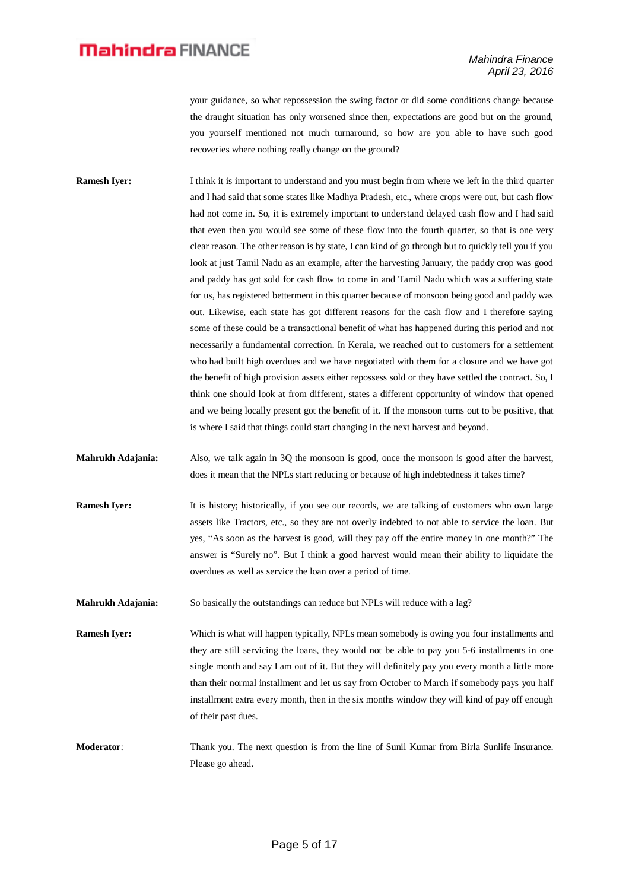your guidance, so what repossession the swing factor or did some conditions change because the draught situation has only worsened since then, expectations are good but on the ground, you yourself mentioned not much turnaround, so how are you able to have such good recoveries where nothing really change on the ground?

**Ramesh Iyer:** I think it is important to understand and you must begin from where we left in the third quarter and I had said that some states like Madhya Pradesh, etc., where crops were out, but cash flow had not come in. So, it is extremely important to understand delayed cash flow and I had said that even then you would see some of these flow into the fourth quarter, so that is one very clear reason. The other reason is by state, I can kind of go through but to quickly tell you if you look at just Tamil Nadu as an example, after the harvesting January, the paddy crop was good and paddy has got sold for cash flow to come in and Tamil Nadu which was a suffering state for us, has registered betterment in this quarter because of monsoon being good and paddy was out. Likewise, each state has got different reasons for the cash flow and I therefore saying some of these could be a transactional benefit of what has happened during this period and not necessarily a fundamental correction. In Kerala, we reached out to customers for a settlement who had built high overdues and we have negotiated with them for a closure and we have got the benefit of high provision assets either repossess sold or they have settled the contract. So, I think one should look at from different, states a different opportunity of window that opened and we being locally present got the benefit of it. If the monsoon turns out to be positive, that is where I said that things could start changing in the next harvest and beyond.

**Mahrukh Adajania:** Also, we talk again in 3Q the monsoon is good, once the monsoon is good after the harvest, does it mean that the NPLs start reducing or because of high indebtedness it takes time?

**Ramesh Iyer:** It is history; historically, if you see our records, we are talking of customers who own large assets like Tractors, etc., so they are not overly indebted to not able to service the loan. But yes, "As soon as the harvest is good, will they pay off the entire money in one month?" The answer is "Surely no". But I think a good harvest would mean their ability to liquidate the overdues as well as service the loan over a period of time.

**Mahrukh Adajania:** So basically the outstandings can reduce but NPLs will reduce with a lag?

**Ramesh Iyer:** Which is what will happen typically, NPLs mean somebody is owing you four installments and they are still servicing the loans, they would not be able to pay you 5-6 installments in one single month and say I am out of it. But they will definitely pay you every month a little more than their normal installment and let us say from October to March if somebody pays you half installment extra every month, then in the six months window they will kind of pay off enough of their past dues.

**Moderator**: Thank you. The next question is from the line of Sunil Kumar from Birla Sunlife Insurance. Please go ahead.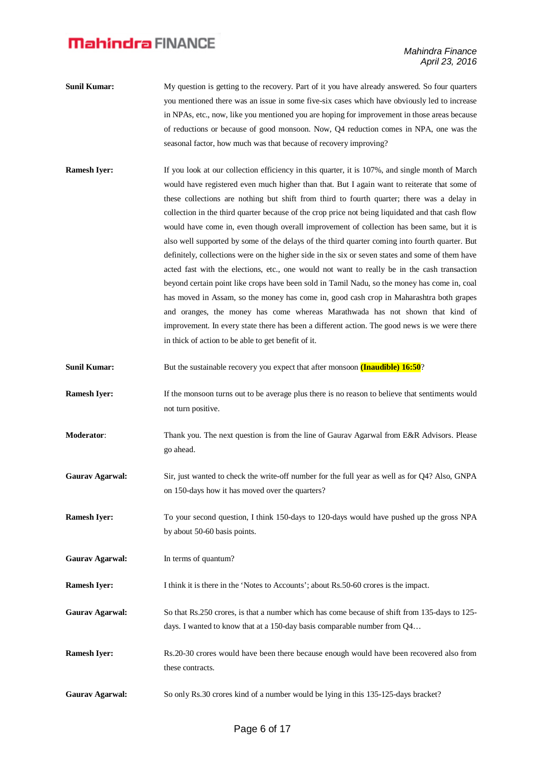**Sunil Kumar:** My question is getting to the recovery. Part of it you have already answered. So four quarters you mentioned there was an issue in some five-six cases which have obviously led to increase in NPAs, etc., now, like you mentioned you are hoping for improvement in those areas because of reductions or because of good monsoon. Now, Q4 reduction comes in NPA, one was the seasonal factor, how much was that because of recovery improving?

**Ramesh Iyer:** If you look at our collection efficiency in this quarter, it is 107%, and single month of March would have registered even much higher than that. But I again want to reiterate that some of these collections are nothing but shift from third to fourth quarter; there was a delay in collection in the third quarter because of the crop price not being liquidated and that cash flow would have come in, even though overall improvement of collection has been same, but it is also well supported by some of the delays of the third quarter coming into fourth quarter. But definitely, collections were on the higher side in the six or seven states and some of them have acted fast with the elections, etc., one would not want to really be in the cash transaction beyond certain point like crops have been sold in Tamil Nadu, so the money has come in, coal has moved in Assam, so the money has come in, good cash crop in Maharashtra both grapes and oranges, the money has come whereas Marathwada has not shown that kind of improvement. In every state there has been a different action. The good news is we were there in thick of action to be able to get benefit of it.

**Sunil Kumar:** But the sustainable recovery you expect that after monsoon **(Inaudible) 16:50**?

**Ramesh Iyer:** If the monsoon turns out to be average plus there is no reason to believe that sentiments would not turn positive.

**Moderator**: Thank you. The next question is from the line of Gaurav Agarwal from E&R Advisors. Please go ahead.

**Gaurav Agarwal:** Sir, just wanted to check the write-off number for the full year as well as for Q4? Also, GNPA on 150-days how it has moved over the quarters?

**Ramesh Iyer:** To your second question, I think 150-days to 120-days would have pushed up the gross NPA by about 50-60 basis points.

**Gaurav Agarwal:** In terms of quantum?

**Ramesh Iyer:** I think it is there in the 'Notes to Accounts'; about Rs.50-60 crores is the impact.

**Gaurav Agarwal:** So that Rs.250 crores, is that a number which has come because of shift from 135-days to 125-days. I wanted to know that at a 150-day basis comparable number from Q4…

**Ramesh Iyer:** Rs.20-30 crores would have been there because enough would have been recovered also from these contracts.

**Gaurav Agarwal:** So only Rs.30 crores kind of a number would be lying in this 135-125-days bracket?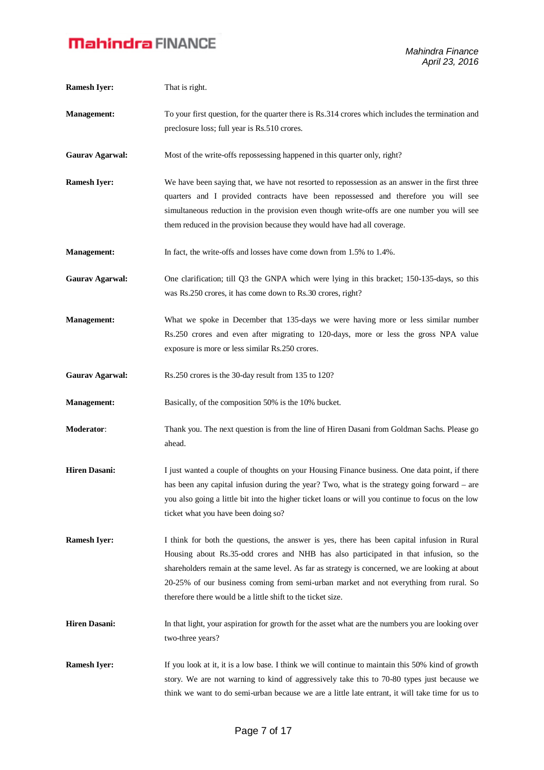**Ramesh Iyer:** That is right.

**Management:** To your first question, for the quarter there is Rs.314 crores which includes the termination and preclosure loss; full year is Rs.510 crores.

**Gaurav Agarwal:** Most of the write-offs repossessing happened in this quarter only, right?

**Ramesh Iyer:** We have been saying that, we have not resorted to repossession as an answer in the first three quarters and I provided contracts have been repossessed and therefore you will see simultaneous reduction in the provision even though write-offs are one number you will see them reduced in the provision because they would have had all coverage.

**Management:** In fact, the write-offs and losses have come down from 1.5% to 1.4%.

**Gaurav Agarwal:** One clarification; till Q3 the GNPA which were lying in this bracket; 150-135-days, so this was Rs.250 crores, it has come down to Rs.30 crores, right?

**Management:** What we spoke in December that 135-days we were having more or less similar number Rs.250 crores and even after migrating to 120-days, more or less the gross NPA value exposure is more or less similar Rs.250 crores.

**Gaurav Agarwal:** Rs.250 crores is the 30-day result from 135 to 120?

**Management:** Basically, of the composition 50% is the 10% bucket.

**Moderator:** Thank you. The next question is from the line of Hiren Dasani from Goldman Sachs. Please go ahead.

**Hiren Dasani:** I just wanted a couple of thoughts on your Housing Finance business. One data point, if there has been any capital infusion during the year? Two, what is the strategy going forward – are you also going a little bit into the higher ticket loans or will you continue to focus on the low ticket what you have been doing so?

**Ramesh Iyer:** I think for both the questions, the answer is yes, there has been capital infusion in Rural Housing about Rs.35-odd crores and NHB has also participated in that infusion, so the shareholders remain at the same level. As far as strategy is concerned, we are looking at about 20-25% of our business coming from semi-urban market and not everything from rural. So therefore there would be a little shift to the ticket size.

**Hiren Dasani:** In that light, your aspiration for growth for the asset what are the numbers you are looking over two-three years?

**Ramesh Iyer:** If you look at it, it is a low base. I think we will continue to maintain this 50% kind of growth story. We are not warning to kind of aggressively take this to 70-80 types just because we think we want to do semi-urban because we are a little late entrant, it will take time for us to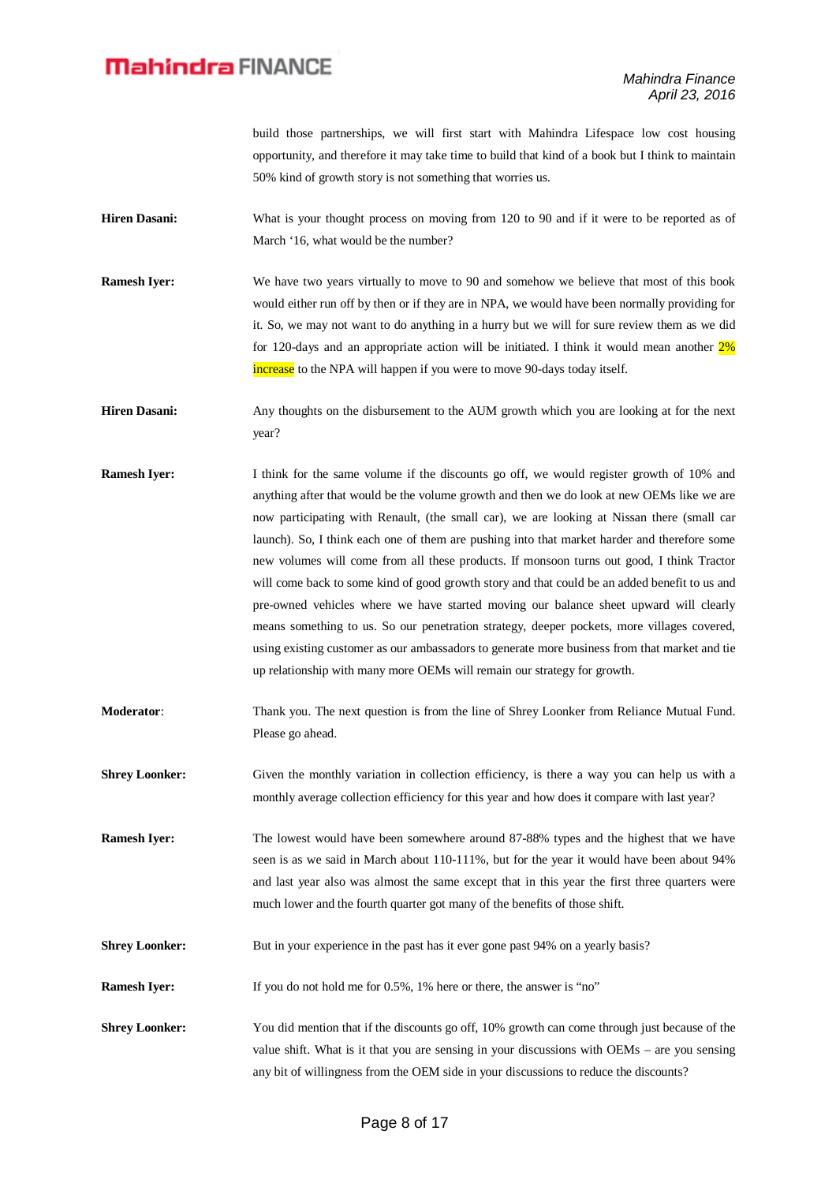build those partnerships, we will first start with Mahindra Lifespace low cost housing opportunity, and therefore it may take time to build that kind of a book but I think to maintain 50% kind of growth story is not something that worries us.

**Hiren Dasani:** What is your thought process on moving from 120 to 90 and if it were to be reported as of March '16, what would be the number?

**Ramesh Iyer:** We have two years virtually to move to 90 and somehow we believe that most of this book would either run off by then or if they are in NPA, we would have been normally providing for it. So, we may not want to do anything in a hurry but we will for sure review them as we did for 120-days and an appropriate action will be initiated. I think it would mean another 2% increase to the NPA will happen if you were to move 90-days today itself.

**Hiren Dasani:** Any thoughts on the disbursement to the AUM growth which you are looking at for the next year?

**Ramesh Iyer:** I think for the same volume if the discounts go off, we would register growth of 10% and anything after that would be the volume growth and then we do look at new OEMs like we are now participating with Renault, (the small car), we are looking at Nissan there (small car launch). So, I think each one of them are pushing into that market harder and therefore some new volumes will come from all these products. If monsoon turns out good, I think Tractor will come back to some kind of good growth story and that could be an added benefit to us and pre-owned vehicles where we have started moving our balance sheet upward will clearly means something to us. So our penetration strategy, deeper pockets, more villages covered, using existing customer as our ambassadors to generate more business from that market and tie up relationship with many more OEMs will remain our strategy for growth.

**Moderator:** Thank you. The next question is from the line of Shrey Loonker from Reliance Mutual Fund. Please go ahead.

**Shrey Loonker:** Given the monthly variation in collection efficiency, is there a way you can help us with a monthly average collection efficiency for this year and how does it compare with last year?

**Ramesh Iyer:** The lowest would have been somewhere around 87-88% types and the highest that we have seen is as we said in March about 110-111%, but for the year it would have been about 94% and last year also was almost the same except that in this year the first three quarters were much lower and the fourth quarter got many of the benefits of those shift.

**Shrey Loonker:** But in your experience in the past has it ever gone past 94% on a yearly basis?

**Ramesh Iyer:** If you do not hold me for 0.5%, 1% here or there, the answer is "no"

**Shrey Loonker:** You did mention that if the discounts go off, 10% growth can come through just because of the value shift. What is it that you are sensing in your discussions with OEMs – are you sensing any bit of willingness from the OEM side in your discussions to reduce the discounts?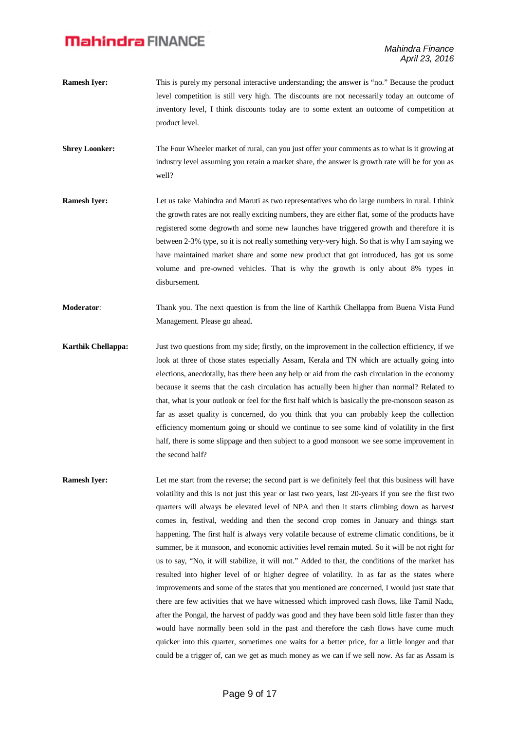**Ramesh Iyer:** This is purely my personal interactive understanding; the answer is "no." Because the product level competition is still very high. The discounts are not necessarily today an outcome of inventory level, I think discounts today are to some extent an outcome of competition at product level.

**Shrey Loonker:** The Four Wheeler market of rural, can you just offer your comments as to what is it growing at industry level assuming you retain a market share, the answer is growth rate will be for you as well?

**Ramesh Iyer:** Let us take Mahindra and Maruti as two representatives who do large numbers in rural. I think the growth rates are not really exciting numbers, they are either flat, some of the products have registered some degrowth and some new launches have triggered growth and therefore it is between 2-3% type, so it is not really something very-very high. So that is why I am saying we have maintained market share and some new product that got introduced, has got us some volume and pre-owned vehicles. That is why the growth is only about 8% types in disbursement.

**Moderator**: Thank you. The next question is from the line of Karthik Chellappa from Buena Vista Fund Management. Please go ahead.

**Karthik Chellappa:** Just two questions from my side; firstly, on the improvement in the collection efficiency, if we look at three of those states especially Assam, Kerala and TN which are actually going into elections, anecdotally, has there been any help or aid from the cash circulation in the economy because it seems that the cash circulation has actually been higher than normal? Related to that, what is your outlook or feel for the first half which is basically the pre-monsoon season as far as asset quality is concerned, do you think that you can probably keep the collection efficiency momentum going or should we continue to see some kind of volatility in the first half, there is some slippage and then subject to a good monsoon we see some improvement in the second half?

**Ramesh Iyer:** Let me start from the reverse; the second part is we definitely feel that this business will have volatility and this is not just this year or last two years, last 20-years if you see the first two quarters will always be elevated level of NPA and then it starts climbing down as harvest comes in, festival, wedding and then the second crop comes in January and things start happening. The first half is always very volatile because of extreme climatic conditions, be it summer, be it monsoon, and economic activities level remain muted. So it will be not right for us to say, "No, it will stabilize, it will not." Added to that, the conditions of the market has resulted into higher level of or higher degree of volatility. In as far as the states where improvements and some of the states that you mentioned are concerned, I would just state that there are few activities that we have witnessed which improved cash flows, like Tamil Nadu, after the Pongal, the harvest of paddy was good and they have been sold little faster than they would have normally been sold in the past and therefore the cash flows have come much quicker into this quarter, sometimes one waits for a better price, for a little longer and that could be a trigger of, can we get as much money as we can if we sell now. As far as Assam is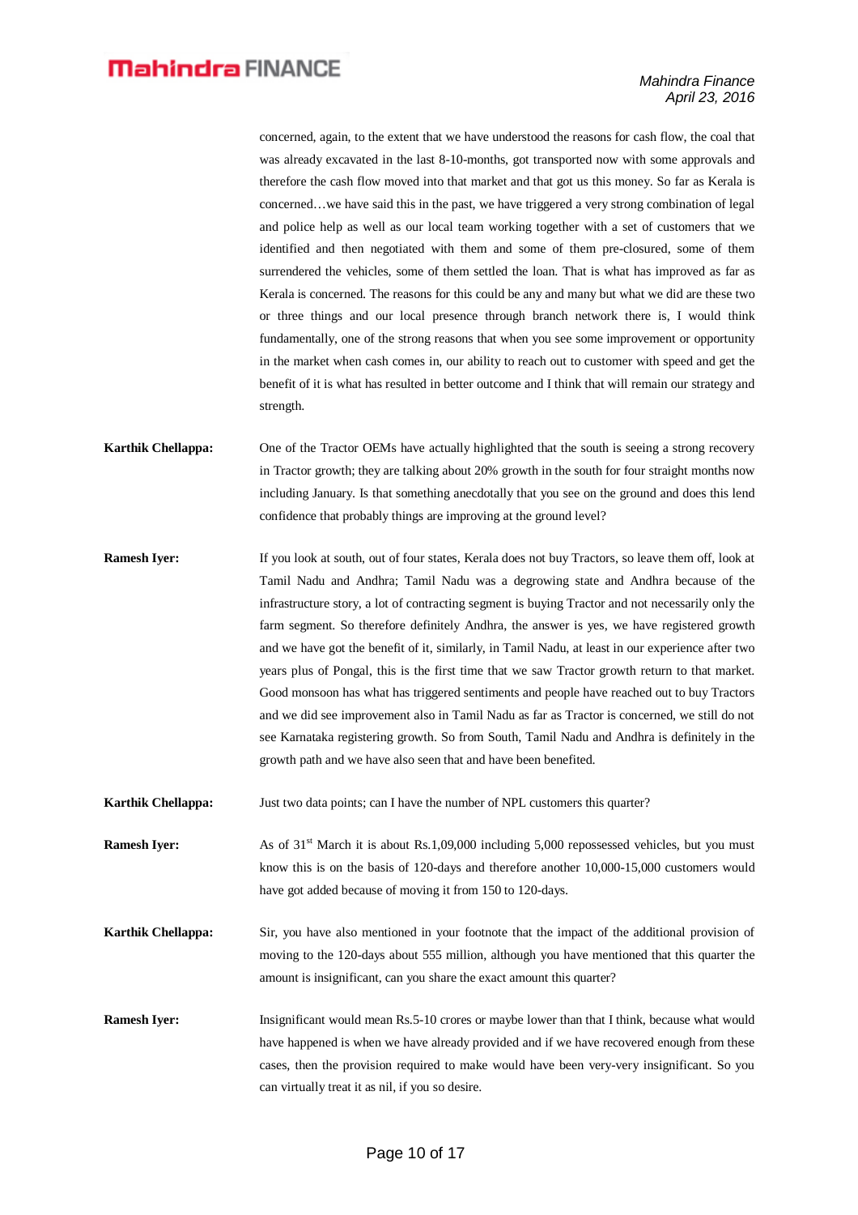concerned, again, to the extent that we have understood the reasons for cash flow, the coal that was already excavated in the last 8-10-months, got transported now with some approvals and therefore the cash flow moved into that market and that got us this money. So far as Kerala is concerned…we have said this in the past, we have triggered a very strong combination of legal and police help as well as our local team working together with a set of customers that we identified and then negotiated with them and some of them pre-closured, some of them surrendered the vehicles, some of them settled the loan. That is what has improved as far as Kerala is concerned. The reasons for this could be any and many but what we did are these two or three things and our local presence through branch network there is, I would think fundamentally, one of the strong reasons that when you see some improvement or opportunity in the market when cash comes in, our ability to reach out to customer with speed and get the benefit of it is what has resulted in better outcome and I think that will remain our strategy and strength.

**Karthik Chellappa:** One of the Tractor OEMs have actually highlighted that the south is seeing a strong recovery in Tractor growth; they are talking about 20% growth in the south for four straight months now including January. Is that something anecdotally that you see on the ground and does this lend confidence that probably things are improving at the ground level?

**Ramesh Iyer:** If you look at south, out of four states, Kerala does not buy Tractors, so leave them off, look at Tamil Nadu and Andhra; Tamil Nadu was a degrowing state and Andhra because of the infrastructure story, a lot of contracting segment is buying Tractor and not necessarily only the farm segment. So therefore definitely Andhra, the answer is yes, we have registered growth and we have got the benefit of it, similarly, in Tamil Nadu, at least in our experience after two years plus of Pongal, this is the first time that we saw Tractor growth return to that market. Good monsoon has what has triggered sentiments and people have reached out to buy Tractors and we did see improvement also in Tamil Nadu as far as Tractor is concerned, we still do not see Karnataka registering growth. So from South, Tamil Nadu and Andhra is definitely in the growth path and we have also seen that and have been benefited.

**Karthik Chellappa:** Just two data points; can I have the number of NPL customers this quarter?

**Ramesh Iyer:** As of 31st March it is about Rs.1,09,000 including 5,000 repossessed vehicles, but you must know this is on the basis of 120-days and therefore another 10,000-15,000 customers would have got added because of moving it from 150 to 120-days.

**Karthik Chellappa:** Sir, you have also mentioned in your footnote that the impact of the additional provision of moving to the 120-days about 555 million, although you have mentioned that this quarter the amount is insignificant, can you share the exact amount this quarter?

**Ramesh Iyer:** Insignificant would mean Rs.5-10 crores or maybe lower than that I think, because what would have happened is when we have already provided and if we have recovered enough from these cases, then the provision required to make would have been very-very insignificant. So you can virtually treat it as nil, if you so desire.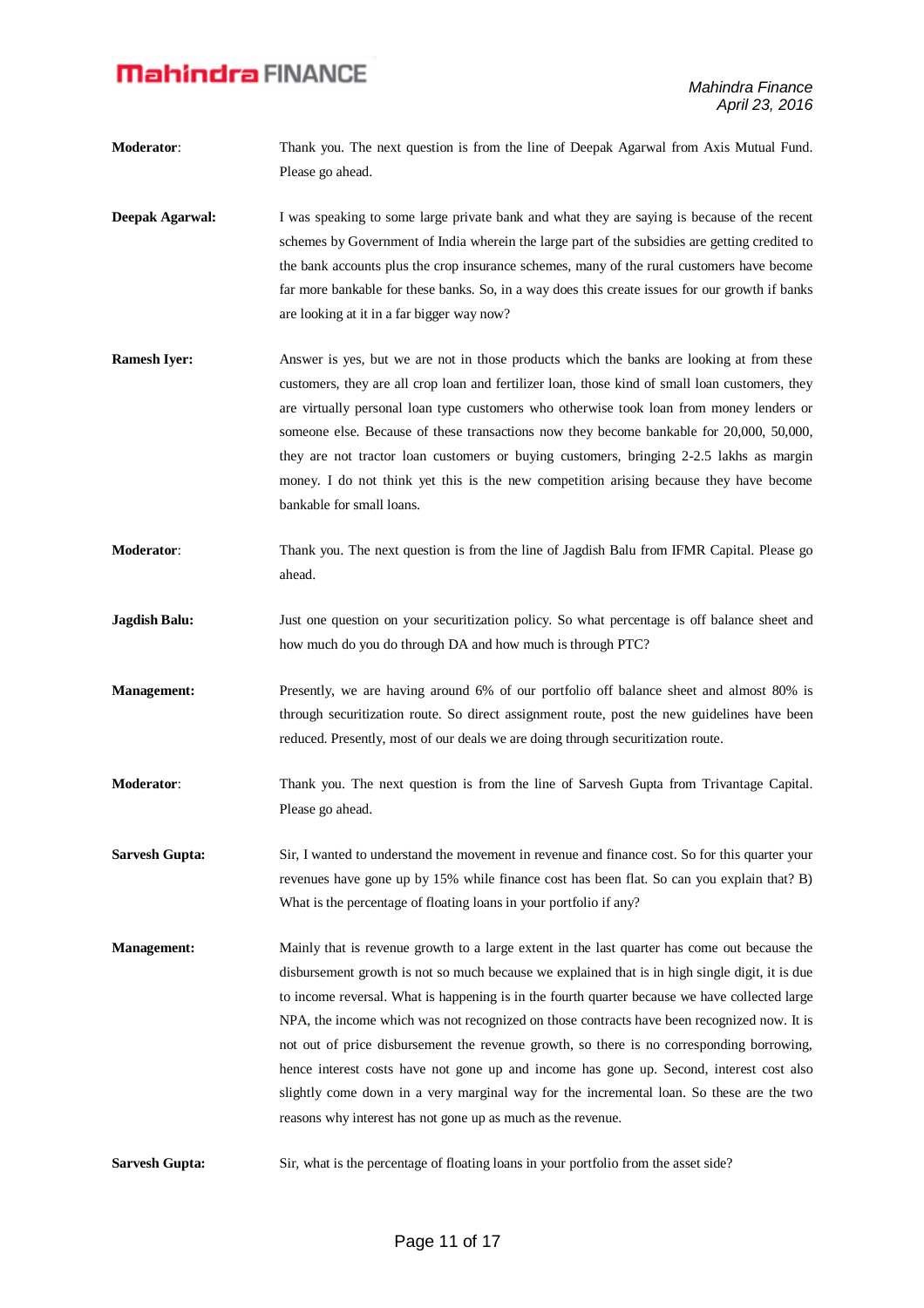**Moderator**: Thank you. The next question is from the line of Deepak Agarwal from Axis Mutual Fund. Please go ahead.

**Deepak Agarwal:** I was speaking to some large private bank and what they are saying is because of the recent schemes by Government of India wherein the large part of the subsidies are getting credited to the bank accounts plus the crop insurance schemes, many of the rural customers have become far more bankable for these banks. So, in a way does this create issues for our growth if banks are looking at it in a far bigger way now?

**Ramesh Iyer:** Answer is yes, but we are not in those products which the banks are looking at from these customers, they are all crop loan and fertilizer loan, those kind of small loan customers, they are virtually personal loan type customers who otherwise took loan from money lenders or someone else. Because of these transactions now they become bankable for 20,000, 50,000, they are not tractor loan customers or buying customers, bringing 2-2.5 lakhs as margin money. I do not think yet this is the new competition arising because they have become bankable for small loans.

**Moderator**: Thank you. The next question is from the line of Jagdish Balu from IFMR Capital. Please go ahead.

**Jagdish Balu:** Just one question on your securitization policy. So what percentage is off balance sheet and how much do you do through DA and how much is through PTC?

**Management:** Presently, we are having around 6% of our portfolio off balance sheet and almost 80% is through securitization route. So direct assignment route, post the new guidelines have been reduced. Presently, most of our deals we are doing through securitization route.

**Moderator**: Thank you. The next question is from the line of Sarvesh Gupta from Trivantage Capital. Please go ahead.

**Sarvesh Gupta:** Sir, I wanted to understand the movement in revenue and finance cost. So for this quarter your revenues have gone up by 15% while finance cost has been flat. So can you explain that? B) What is the percentage of floating loans in your portfolio if any?

**Management:** Mainly that is revenue growth to a large extent in the last quarter has come out because the disbursement growth is not so much because we explained that is in high single digit, it is due to income reversal. What is happening is in the fourth quarter because we have collected large NPA, the income which was not recognized on those contracts have been recognized now. It is not out of price disbursement the revenue growth, so there is no corresponding borrowing, hence interest costs have not gone up and income has gone up. Second, interest cost also slightly come down in a very marginal way for the incremental loan. So these are the two reasons why interest has not gone up as much as the revenue.

**Sarvesh Gupta:** Sir, what is the percentage of floating loans in your portfolio from the asset side?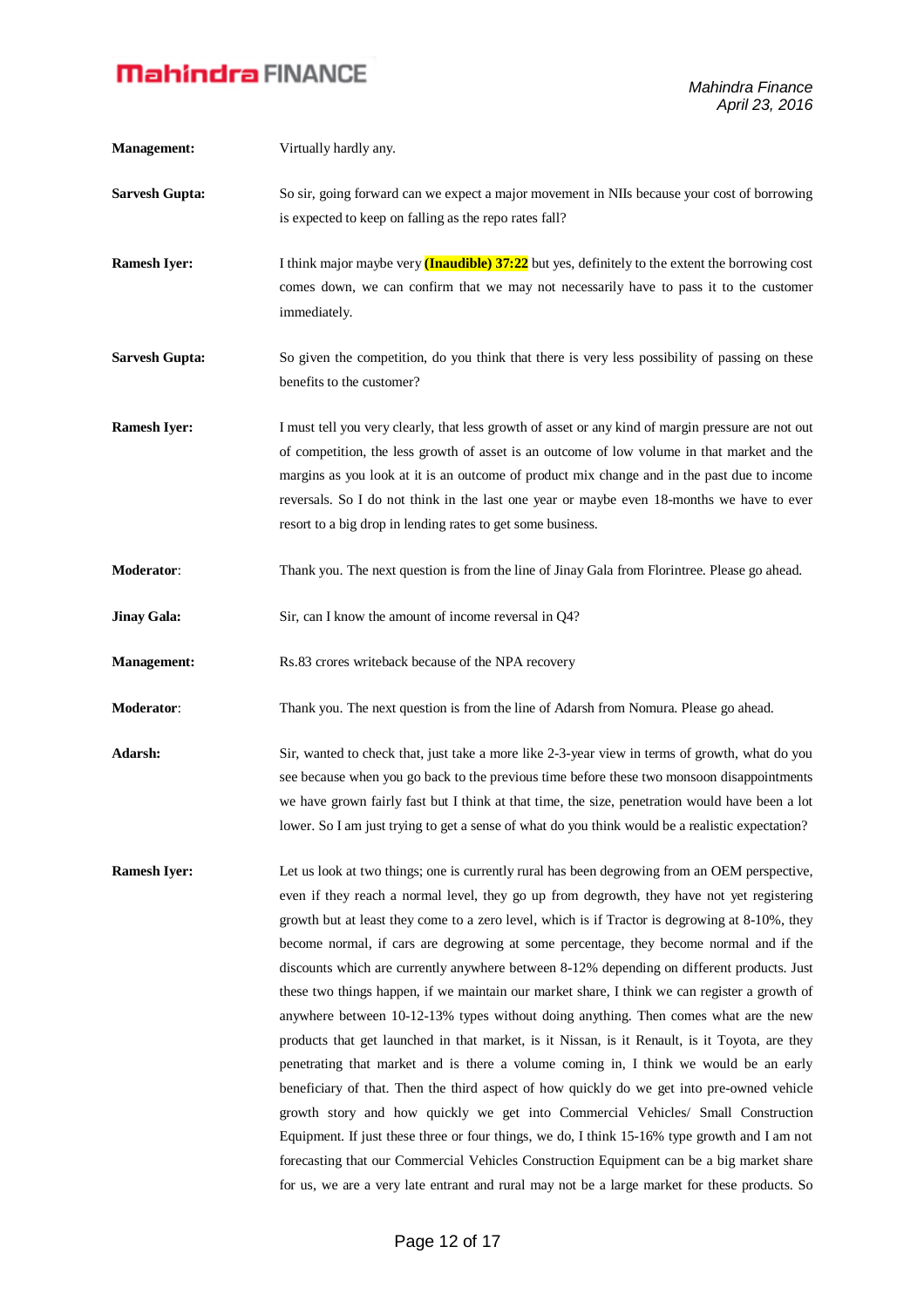**Management:** Virtually hardly any.

**Sarvesh Gupta:** So sir, going forward can we expect a major movement in NIIs because your cost of borrowing is expected to keep on falling as the repo rates fall?

**Ramesh Iyer:** I think major maybe very **(Inaudible) 37:22** but yes, definitely to the extent the borrowing cost comes down, we can confirm that we may not necessarily have to pass it to the customer immediately.

**Sarvesh Gupta:** So given the competition, do you think that there is very less possibility of passing on these benefits to the customer?

**Ramesh Iyer:** I must tell you very clearly, that less growth of asset or any kind of margin pressure are not out of competition, the less growth of asset is an outcome of low volume in that market and the margins as you look at it is an outcome of product mix change and in the past due to income reversals. So I do not think in the last one year or maybe even 18-months we have to ever resort to a big drop in lending rates to get some business.

**Moderator**: Thank you. The next question is from the line of Jinay Gala from Florintree. Please go ahead.

**Jinay Gala:** Sir, can I know the amount of income reversal in Q4?

**Management:** Rs.83 crores writeback because of the NPA recovery

**Moderator**: Thank you. The next question is from the line of Adarsh from Nomura. Please go ahead.

**Adarsh:** Sir, wanted to check that, just take a more like 2-3-year view in terms of growth, what do you see because when you go back to the previous time before these two monsoon disappointments we have grown fairly fast but I think at that time, the size, penetration would have been a lot lower. So I am just trying to get a sense of what do you think would be a realistic expectation?

**Ramesh Iyer:** Let us look at two things; one is currently rural has been degrowing from an OEM perspective, even if they reach a normal level, they go up from degrowth, they have not yet registering growth but at least they come to a zero level, which is if Tractor is degrowing at 8-10%, they become normal, if cars are degrowing at some percentage, they become normal and if the discounts which are currently anywhere between 8-12% depending on different products. Just these two things happen, if we maintain our market share, I think we can register a growth of anywhere between 10-12-13% types without doing anything. Then comes what are the new products that get launched in that market, is it Nissan, is it Renault, is it Toyota, are they penetrating that market and is there a volume coming in, I think we would be an early beneficiary of that. Then the third aspect of how quickly do we get into pre-owned vehicle growth story and how quickly we get into Commercial Vehicles/ Small Construction Equipment. If just these three or four things, we do, I think 15-16% type growth and I am not forecasting that our Commercial Vehicles Construction Equipment can be a big market share for us, we are a very late entrant and rural may not be a large market for these products. So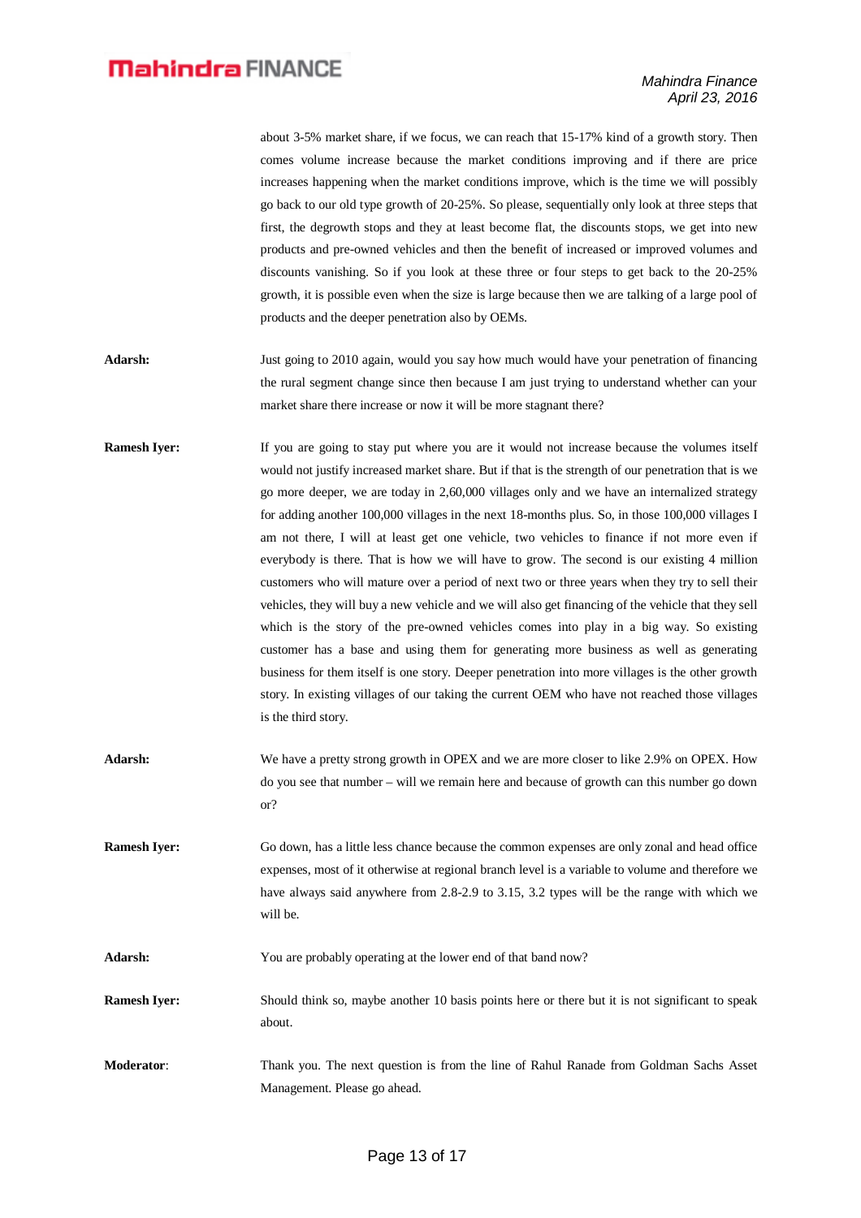about 3-5% market share, if we focus, we can reach that 15-17% kind of a growth story. Then comes volume increase because the market conditions improving and if there are price increases happening when the market conditions improve, which is the time we will possibly go back to our old type growth of 20-25%. So please, sequentially only look at three steps that first, the degrowth stops and they at least become flat, the discounts stops, we get into new products and pre-owned vehicles and then the benefit of increased or improved volumes and discounts vanishing. So if you look at these three or four steps to get back to the 20-25% growth, it is possible even when the size is large because then we are talking of a large pool of products and the deeper penetration also by OEMs.

**Adarsh:** Just going to 2010 again, would you say how much would have your penetration of financing the rural segment change since then because I am just trying to understand whether can your market share there increase or now it will be more stagnant there?

**Ramesh Iyer:** If you are going to stay put where you are it would not increase because the volumes itself would not justify increased market share. But if that is the strength of our penetration that is we go more deeper, we are today in 2,60,000 villages only and we have an internalized strategy for adding another 100,000 villages in the next 18-months plus. So, in those 100,000 villages I am not there, I will at least get one vehicle, two vehicles to finance if not more even if everybody is there. That is how we will have to grow. The second is our existing 4 million customers who will mature over a period of next two or three years when they try to sell their vehicles, they will buy a new vehicle and we will also get financing of the vehicle that they sell which is the story of the pre-owned vehicles comes into play in a big way. So existing customer has a base and using them for generating more business as well as generating business for them itself is one story. Deeper penetration into more villages is the other growth story. In existing villages of our taking the current OEM who have not reached those villages is the third story.

**Adarsh:** We have a pretty strong growth in OPEX and we are more closer to like 2.9% on OPEX. How do you see that number – will we remain here and because of growth can this number go down or?

**Ramesh Iyer:** Go down, has a little less chance because the common expenses are only zonal and head office expenses, most of it otherwise at regional branch level is a variable to volume and therefore we have always said anywhere from 2.8-2.9 to 3.15, 3.2 types will be the range with which we will be.

**Adarsh:** You are probably operating at the lower end of that band now?

**Ramesh Iyer:** Should think so, maybe another 10 basis points here or there but it is not significant to speak about.

**Moderator**: Thank you. The next question is from the line of Rahul Ranade from Goldman Sachs Asset Management. Please go ahead.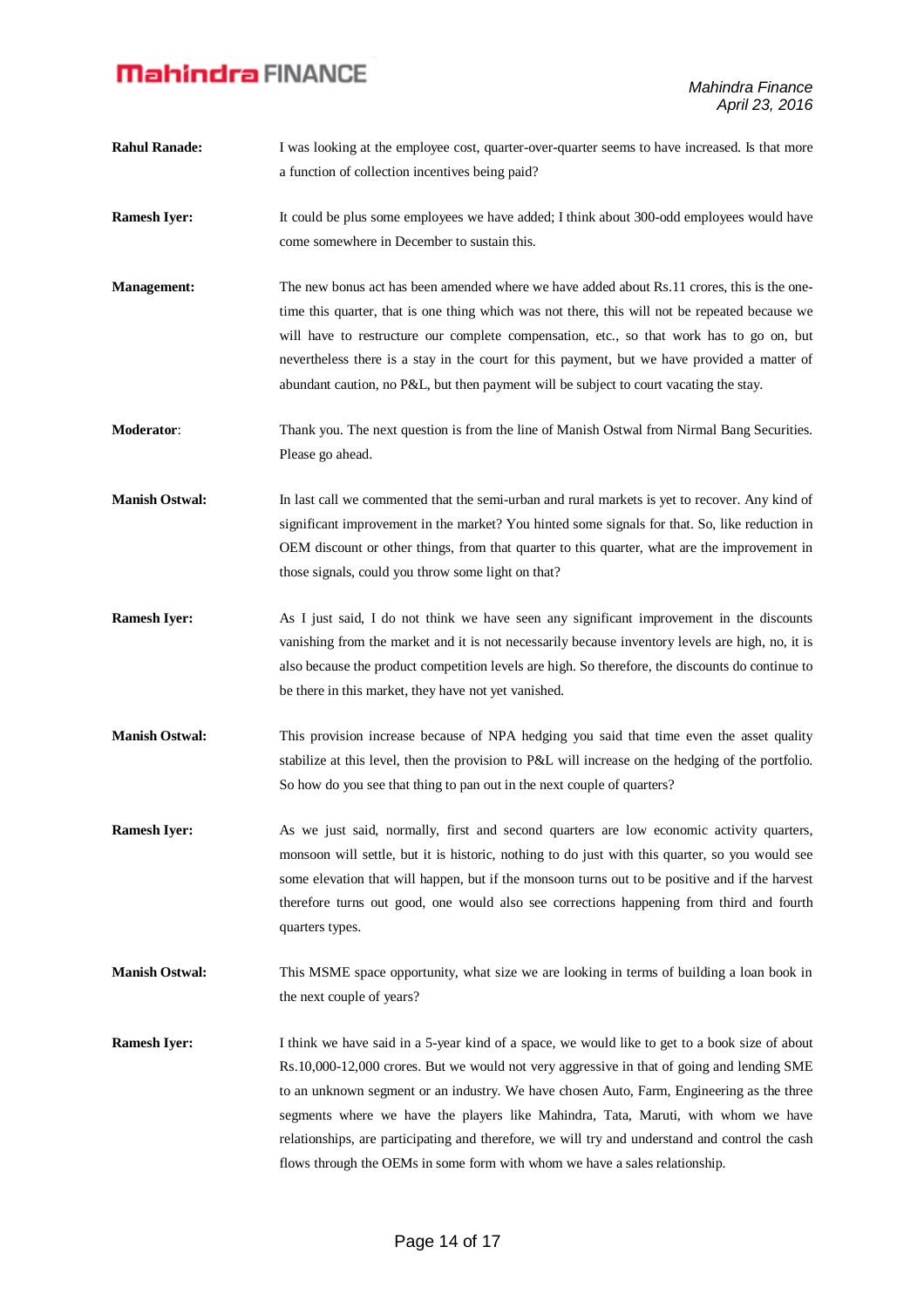**Rahul Ranade:** I was looking at the employee cost, quarter-over-quarter seems to have increased. Is that more a function of collection incentives being paid?

**Ramesh Iyer:** It could be plus some employees we have added; I think about 300-odd employees would have come somewhere in December to sustain this.

**Management:** The new bonus act has been amended where we have added about Rs.11 crores, this is the one-time this quarter, that is one thing which was not there, this will not be repeated because we will have to restructure our complete compensation, etc., so that work has to go on, but nevertheless there is a stay in the court for this payment, but we have provided a matter of abundant caution, no P&L, but then payment will be subject to court vacating the stay.

**Moderator**: Thank you. The next question is from the line of Manish Ostwal from Nirmal Bang Securities. Please go ahead.

**Manish Ostwal:** In last call we commented that the semi-urban and rural markets is yet to recover. Any kind of significant improvement in the market? You hinted some signals for that. So, like reduction in OEM discount or other things, from that quarter to this quarter, what are the improvement in those signals, could you throw some light on that?

**Ramesh Iyer:** As I just said, I do not think we have seen any significant improvement in the discounts vanishing from the market and it is not necessarily because inventory levels are high, no, it is also because the product competition levels are high. So therefore, the discounts do continue to be there in this market, they have not yet vanished.

**Manish Ostwal:** This provision increase because of NPA hedging you said that time even the asset quality stabilize at this level, then the provision to P&L will increase on the hedging of the portfolio. So how do you see that thing to pan out in the next couple of quarters?

**Ramesh Iyer:** As we just said, normally, first and second quarters are low economic activity quarters, monsoon will settle, but it is historic, nothing to do just with this quarter, so you would see some elevation that will happen, but if the monsoon turns out to be positive and if the harvest therefore turns out good, one would also see corrections happening from third and fourth quarters types.

**Manish Ostwal:** This MSME space opportunity, what size we are looking in terms of building a loan book in the next couple of years?

**Ramesh Iyer:** I think we have said in a 5-year kind of a space, we would like to get to a book size of about Rs.10,000-12,000 crores. But we would not very aggressive in that of going and lending SME to an unknown segment or an industry. We have chosen Auto, Farm, Engineering as the three segments where we have the players like Mahindra, Tata, Maruti, with whom we have relationships, are participating and therefore, we will try and understand and control the cash flows through the OEMs in some form with whom we have a sales relationship.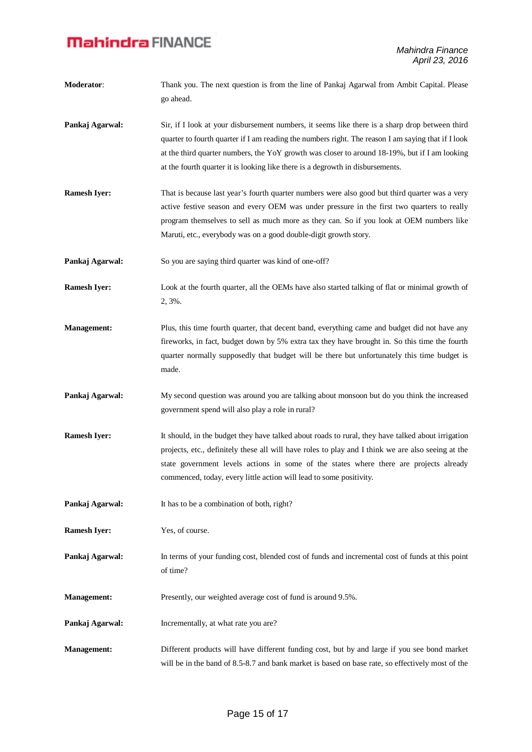**Moderator**: Thank you. The next question is from the line of Pankaj Agarwal from Ambit Capital. Please go ahead.

**Pankaj Agarwal:** Sir, if I look at your disbursement numbers, it seems like there is a sharp drop between third quarter to fourth quarter if I am reading the numbers right. The reason I am saying that if I look at the third quarter numbers, the YoY growth was closer to around 18-19%, but if I am looking at the fourth quarter it is looking like there is a degrowth in disbursements.

**Ramesh Iyer:** That is because last year's fourth quarter numbers were also good but third quarter was a very active festive season and every OEM was under pressure in the first two quarters to really program themselves to sell as much more as they can. So if you look at OEM numbers like Maruti, etc., everybody was on a good double-digit growth story.

**Pankaj Agarwal:** So you are saying third quarter was kind of one-off?

**Ramesh Iyer:** Look at the fourth quarter, all the OEMs have also started talking of flat or minimal growth of 2, 3%.

**Management:** Plus, this time fourth quarter, that decent band, everything came and budget did not have any fireworks, in fact, budget down by 5% extra tax they have brought in. So this time the fourth quarter normally supposedly that budget will be there but unfortunately this time budget is made.

**Pankaj Agarwal:** My second question was around you are talking about monsoon but do you think the increased government spend will also play a role in rural?

**Ramesh Iyer:** It should, in the budget they have talked about roads to rural, they have talked about irrigation projects, etc., definitely these all will have roles to play and I think we are also seeing at the state government levels actions in some of the states where there are projects already commenced, today, every little action will lead to some positivity.

**Pankaj Agarwal:** It has to be a combination of both, right?

**Ramesh Iyer:** Yes, of course.

**Pankaj Agarwal:** In terms of your funding cost, blended cost of funds and incremental cost of funds at this point of time?

**Management:** Presently, our weighted average cost of fund is around 9.5%.

**Pankaj Agarwal:** Incrementally, at what rate you are?

**Management:** Different products will have different funding cost, but by and large if you see bond market will be in the band of 8.5-8.7 and bank market is based on base rate, so effectively most of the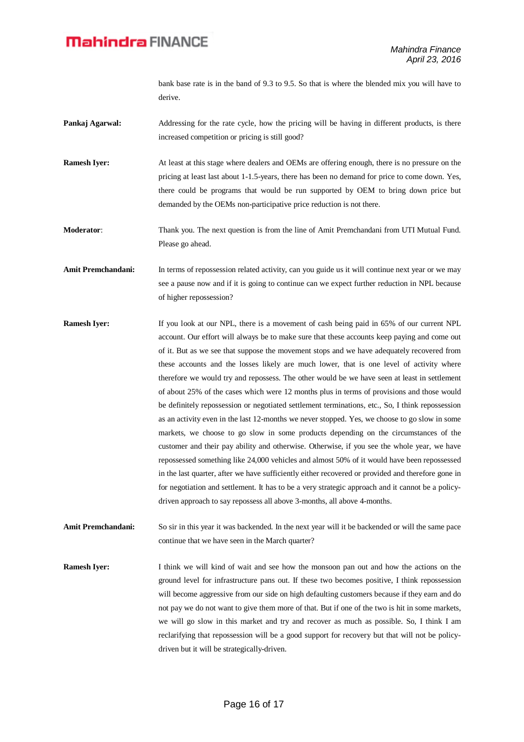bank base rate is in the band of 9.3 to 9.5. So that is where the blended mix you will have to derive.

**Pankaj Agarwal:** Addressing for the rate cycle, how the pricing will be having in different products, is there increased competition or pricing is still good?

**Ramesh Iyer:** At least at this stage where dealers and OEMs are offering enough, there is no pressure on the pricing at least last about 1-1.5-years, there has been no demand for price to come down. Yes, there could be programs that would be run supported by OEM to bring down price but demanded by the OEMs non-participative price reduction is not there.

**Moderator**: Thank you. The next question is from the line of Amit Premchandani from UTI Mutual Fund. Please go ahead.

**Amit Premchandani:** In terms of repossession related activity, can you guide us it will continue next year or we may see a pause now and if it is going to continue can we expect further reduction in NPL because of higher repossession?

**Ramesh Iyer:** If you look at our NPL, there is a movement of cash being paid in 65% of our current NPL account. Our effort will always be to make sure that these accounts keep paying and come out of it. But as we see that suppose the movement stops and we have adequately recovered from these accounts and the losses likely are much lower, that is one level of activity where therefore we would try and repossess. The other would be we have seen at least in settlement of about 25% of the cases which were 12 months plus in terms of provisions and those would be definitely repossession or negotiated settlement terminations, etc., So, I think repossession as an activity even in the last 12-months we never stopped. Yes, we choose to go slow in some markets, we choose to go slow in some products depending on the circumstances of the customer and their pay ability and otherwise. Otherwise, if you see the whole year, we have repossessed something like 24,000 vehicles and almost 50% of it would have been repossessed in the last quarter, after we have sufficiently either recovered or provided and therefore gone in for negotiation and settlement. It has to be a very strategic approach and it cannot be a policy-driven approach to say repossess all above 3-months, all above 4-months.

**Amit Premchandani:** So sir in this year it was backended. In the next year will it be backended or will the same pace continue that we have seen in the March quarter?

**Ramesh Iyer:** I think we will kind of wait and see how the monsoon pan out and how the actions on the ground level for infrastructure pans out. If these two becomes positive, I think repossession will become aggressive from our side on high defaulting customers because if they earn and do not pay we do not want to give them more of that. But if one of the two is hit in some markets, we will go slow in this market and try and recover as much as possible. So, I think I am reclarifying that repossession will be a good support for recovery but that will not be policy-driven but it will be strategically-driven.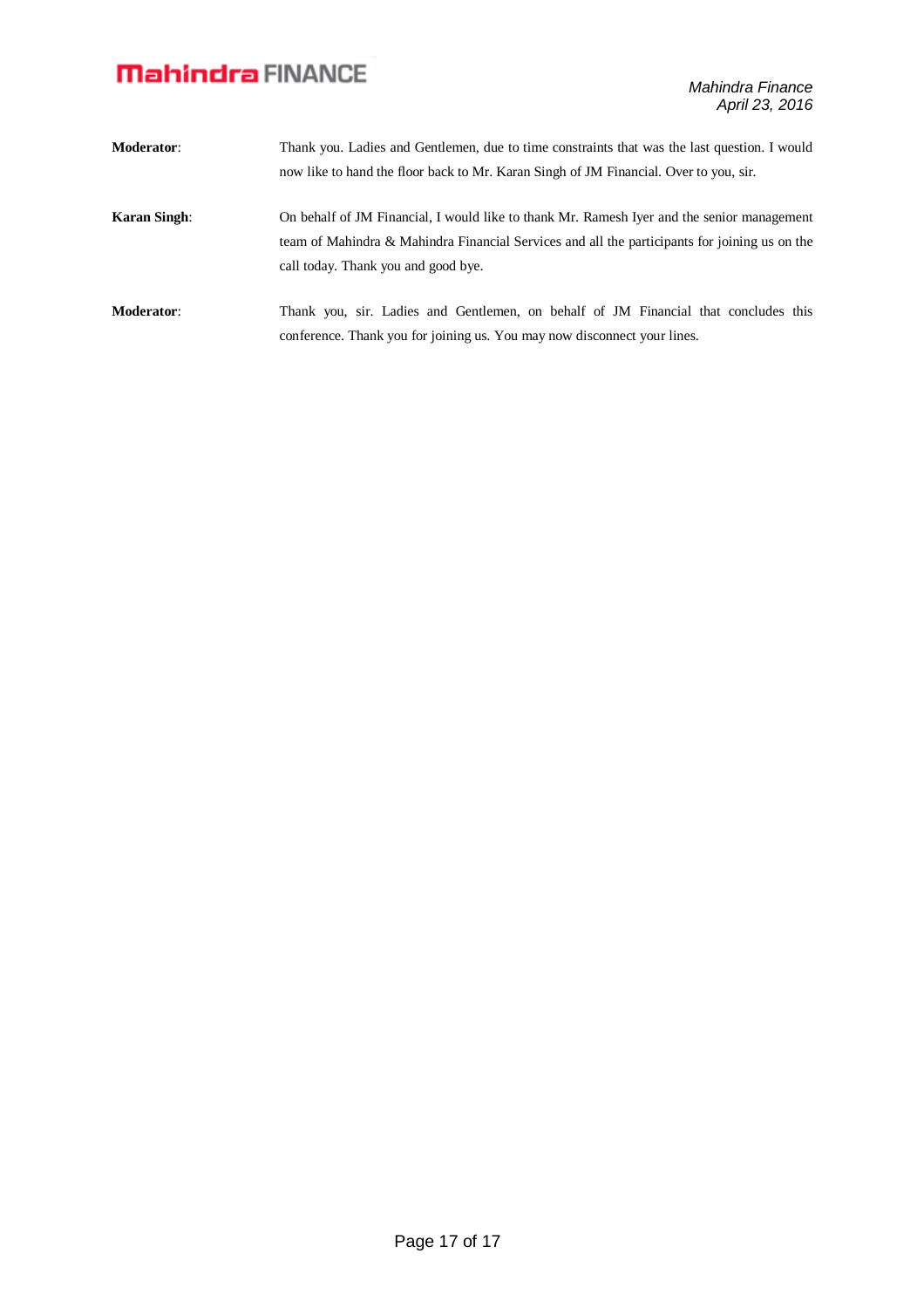**Moderator**: Thank you. Ladies and Gentlemen, due to time constraints that was the last question. I would now like to hand the floor back to Mr. Karan Singh of JM Financial. Over to you, sir.

**Karan Singh**: On behalf of JM Financial, I would like to thank Mr. Ramesh Iyer and the senior management team of Mahindra & Mahindra Financial Services and all the participants for joining us on the call today. Thank you and good bye.

**Moderator**: Thank you, sir. Ladies and Gentlemen, on behalf of JM Financial that concludes this conference. Thank you for joining us. You may now disconnect your lines.